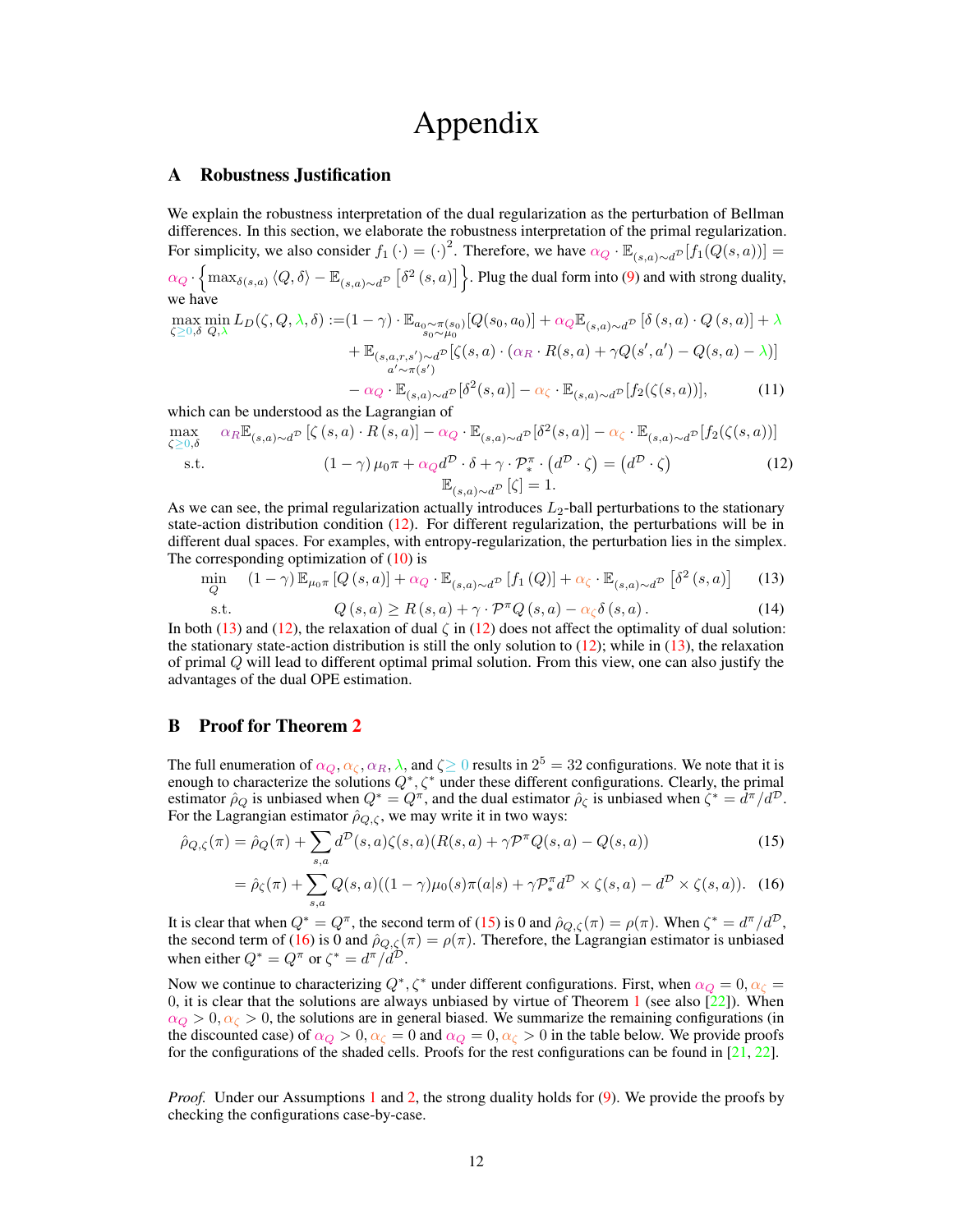# Appendix

## A Robustness Justification

We explain the robustness interpretation of the dual regularization as the perturbation of Bellman differences. In this section, we elaborate the robustness interpretation of the primal regularization. For simplicity, we also consider $f_1(\cdot) = (\cdot)^2$. Therefore, we have $\alpha_Q \cdot \mathbb{E}_{(s,a)\sim d^{\mathcal{D}}}[f_1(Q(s,a))] = \alpha_Q \cdot \left\{ \max_{\delta(s,a)} \langle Q, \delta \rangle - \mathbb{E}_{(s,a)\sim d^{\mathcal{D}}}\left[\delta^2(s,a)\right]\right\}$. Plug the dual form into (9) and with strong duality, we have

$$
\begin{aligned}
\max_{\zeta\geq 0,\delta} \min_{Q,\lambda} L_D(\zeta, Q, \lambda, \delta) :=& (1-\gamma)\cdot \mathbb{E}_{\substack{a_0\sim\pi(s_0)\\ s_0\sim\mu_0}}[Q(s_0,a_0)] + \alpha_Q \mathbb{E}_{(s,a)\sim d^{\mathcal{D}}}\left[\delta(s,a)\cdot Q(s,a)\right] + \lambda \\
&+ \mathbb{E}_{\substack{(s,a,r,s')\sim d^{\mathcal{D}}\\ a'\sim\pi(s')}}[\zeta(s,a)\cdot(\alpha_R \cdot R(s,a) + \gamma Q(s',a') - Q(s,a) - \lambda)] \\
&- \alpha_Q \cdot \mathbb{E}_{(s,a)\sim d^{\mathcal{D}}}[\delta^2(s,a)] - \alpha_\zeta \cdot \mathbb{E}_{(s,a)\sim d^{\mathcal{D}}}[f_2(\zeta(s,a))],
\end{aligned} \tag{11}
$$

which can be understood as the Lagrangian of

$$
\begin{aligned}
\max_{\zeta\geq 0,\delta} \quad & \alpha_R \mathbb{E}_{(s,a)\sim d^{\mathcal{D}}}\left[\zeta(s,a)\cdot R(s,a)\right] - \alpha_Q \cdot \mathbb{E}_{(s,a)\sim d^{\mathcal{D}}}[\delta^2(s,a)] - \alpha_\zeta \cdot \mathbb{E}_{(s,a)\sim d^{\mathcal{D}}}[f_2(\zeta(s,a))] \\
\text{s.t.} \quad & (1-\gamma)\,\mu_0\pi + \alpha_Q d^{\mathcal{D}}\cdot\delta + \gamma\cdot\mathcal{P}^{\pi}_{*}\cdot\left(d^{\mathcal{D}}\cdot\zeta\right) = \left(d^{\mathcal{D}}\cdot\zeta\right) \\
& \mathbb{E}_{(s,a)\sim d^{\mathcal{D}}}[\zeta] = 1.
\end{aligned} \tag{12}
$$

As we can see, the primal regularization actually introduces $L_2$-ball perturbations to the stationary state-action distribution condition (12). For different regularization, the perturbations will be in different dual spaces. For examples, with entropy-regularization, the perturbation lies in the simplex. The corresponding optimization of (10) is

$$
\begin{aligned}
\min_{Q} \quad & (1-\gamma)\,\mathbb{E}_{\mu_0\pi}\left[Q(s,a)\right] + \alpha_Q \cdot \mathbb{E}_{(s,a)\sim d^{\mathcal{D}}}\left[f_1(Q)\right] + \alpha_\zeta \cdot \mathbb{E}_{(s,a)\sim d^{\mathcal{D}}}\left[\delta^2(s,a)\right] \qquad (13)\\
\text{s.t.} \quad & Q(s,a) \geq R(s,a) + \gamma\cdot\mathcal{P}^{\pi}Q(s,a) - \alpha_\zeta\delta(s,a). \qquad (14)
\end{aligned}
$$

In both (13) and (12), the relaxation of dual $\zeta$ in (12) does not affect the optimality of dual solution: the stationary state-action distribution is still the only solution to (12); while in (13), the relaxation of primal $Q$ will lead to different optimal primal solution. From this view, one can also justify the advantages of the dual OPE estimation.

## B Proof for Theorem 2

The full enumeration of $\alpha_Q, \alpha_\zeta, \alpha_R, \lambda$, and $\zeta \geq 0$ results in $2^5 = 32$ configurations. We note that it is enough to characterize the solutions $Q^*, \zeta^*$ under these different configurations. Clearly, the primal estimator $\hat{\rho}_Q$ is unbiased when $Q^* = Q^\pi$, and the dual estimator $\hat{\rho}_\zeta$ is unbiased when $\zeta^* = d^\pi/d^{\mathcal{D}}$. For the Lagrangian estimator $\hat{\rho}_{Q,\zeta}$, we may write it in two ways:

$$
\begin{aligned}
\hat{\rho}_{Q,\zeta}(\pi) &= \hat{\rho}_Q(\pi) + \sum_{s,a} d^{\mathcal{D}}(s,a)\zeta(s,a)(R(s,a) + \gamma\mathcal{P}^\pi Q(s,a) - Q(s,a)) && (15)\\
&= \hat{\rho}_\zeta(\pi) + \sum_{s,a} Q(s,a)((1-\gamma)\mu_0(s)\pi(a|s) + \gamma\mathcal{P}^\pi_* d^{\mathcal{D}} \times \zeta(s,a) - d^{\mathcal{D}} \times \zeta(s,a)). && (16)
\end{aligned}
$$

It is clear that when $Q^* = Q^\pi$, the second term of (15) is 0 and $\hat{\rho}_{Q,\zeta}(\pi) = \rho(\pi)$. When $\zeta^* = d^\pi/d^{\mathcal{D}}$, the second term of (16) is 0 and $\hat{\rho}_{Q,\zeta}(\pi) = \rho(\pi)$. Therefore, the Lagrangian estimator is unbiased when either $Q^* = Q^\pi$ or $\zeta^* = d^\pi/d^{\mathcal{D}}$.

Now we continue to characterizing $Q^*, \zeta^*$ under different configurations. First, when $\alpha_Q = 0, \alpha_\zeta = 0$, it is clear that the solutions are always unbiased by virtue of Theorem 1 (see also [22]). When $\alpha_Q > 0, \alpha_\zeta > 0$, the solutions are in general biased. We summarize the remaining configurations (in the discounted case) of $\alpha_Q > 0, \alpha_\zeta = 0$ and $\alpha_Q = 0, \alpha_\zeta > 0$ in the table below. We provide proofs for the configurations of the shaded cells. Proofs for the rest configurations can be found in [21, 22].

*Proof.* Under our Assumptions 1 and 2, the strong duality holds for (9). We provide the proofs by checking the configurations case-by-case.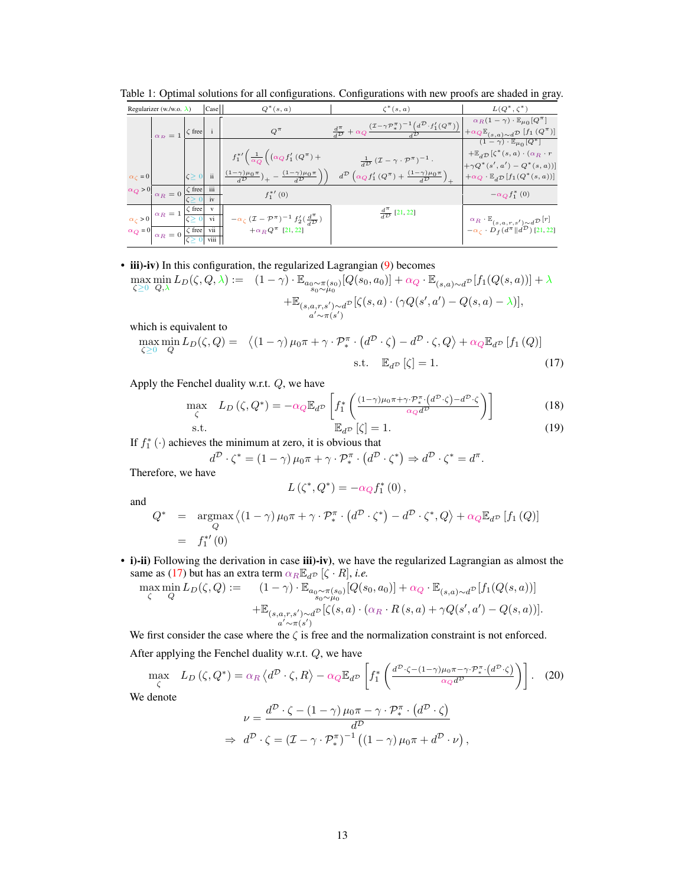Table 1: Optimal solutions for all configurations. Configurations with new proofs are shaded in gray.

| Regularizer (w./w.o. $\lambda$) | | | Case | $Q^*(s,a)$ | $\zeta^*(s,a)$ | $L(Q^*,\zeta^*)$ |
|---|---|---|---|---|---|---|
| $\alpha_\zeta = 0$ | $\alpha_R = 1$ | $\zeta$ free | i | $Q^\pi$ | $\frac{d^\pi}{d^{\mathcal{D}}} + \alpha_Q \frac{(\mathcal{I}-\gamma\mathcal{P}_*^\pi)^{-1}\left(d^{\mathcal{D}}\cdot f_1'(Q^\pi)\right)}{d^{\mathcal{D}}}$ | $\alpha_R(1-\gamma)\cdot\mathbb{E}_{\mu_0}[Q^\pi]$ $+\alpha_Q\mathbb{E}_{(s,a)\sim d^{\mathcal{D}}}[f_1(Q^\pi)]$ |
| $\alpha_Q > 0$ | | $\zeta \geq 0$ | ii | $f_1^{*\prime}\left(\frac{1}{\alpha_Q}\left(\left(\alpha_Q f_1'(Q^\pi) + \frac{(1-\gamma)\mu_0\pi}{d^{\mathcal{D}}}\right)_+ - \frac{(1-\gamma)\mu_0\pi}{d^{\mathcal{D}}}\right)\right)$ | $\frac{1}{d^{\mathcal{D}}}(\mathcal{I}-\gamma\cdot\mathcal{P}^\pi)^{-1}\cdot d^{\mathcal{D}}\left(\alpha_Q f_1'(Q^\pi) + \frac{(1-\gamma)\mu_0\pi}{d^{\mathcal{D}}}\right)_+$ | $(1-\gamma)\cdot\mathbb{E}_{\mu_0}[Q^\pi]$ $+\mathbb{E}_{d^{\mathcal{D}}}[\zeta^*(s,a)\cdot(\alpha_R\cdot r$ $+\gamma Q^*(s',a') - Q^*(s,a))]$ $+\alpha_Q\cdot\mathbb{E}_{d^{\mathcal{D}}}[f_1(Q^*(s,a))]$ |
| | $\alpha_R = 0$ | $\zeta$ free | iii | $f_1^{*\prime}(0)$ | | $-\alpha_Q f_1^*(0)$ |
| | | $\zeta \geq 0$ | iv | | | |
| $\alpha_\zeta > 0$ | $\alpha_R = 1$ | $\zeta$ free | v | $-\alpha_\zeta(\mathcal{I}-\mathcal{P}^\pi)^{-1} f_2'\left(\frac{d^\pi}{d^{\mathcal{D}}}\right)$ $+\alpha_R Q^\pi$ [21, 22] | $\frac{d^\pi}{d^{\mathcal{D}}}$ [21, 22] | $\alpha_R\cdot\mathbb{E}_{(s,a,r,s')\sim d^{\mathcal{D}}}[r]$ $-\alpha_\zeta\cdot D_f(d^\pi \Vert d^{\mathcal{D}})$ [21, 22] |
| $\alpha_Q = 0$ | | $\zeta \geq 0$ | vi | | | |
| | $\alpha_R = 0$ | $\zeta$ free | vii | | | |
| | | $\zeta \geq 0$ | viii | | | |

- **iii)-iv)** In this configuration, the regularized Lagrangian (9) becomes

$$\max_{\zeta\geq 0}\min_{Q,\lambda} L_D(\zeta,Q,\lambda) := \quad (1-\gamma)\cdot\mathbb{E}_{\substack{a_0\sim\pi(s_0)\\ s_0\sim\mu_0}}[Q(s_0,a_0)] + \alpha_Q\cdot\mathbb{E}_{(s,a)\sim d^{\mathcal{D}}}[f_1(Q(s,a))] + \lambda$$
$$+\mathbb{E}_{\substack{(s,a,r,s')\sim d^{\mathcal{D}}\\ a'\sim\pi(s')}}[\zeta(s,a)\cdot(\gamma Q(s',a') - Q(s,a) - \lambda)],$$

which is equivalent to

$$\max_{\zeta\geq 0}\min_{Q} L_D(\zeta,Q) = \quad \left\langle (1-\gamma)\,\mu_0\pi + \gamma\cdot\mathcal{P}_*^\pi\cdot\left(d^{\mathcal{D}}\cdot\zeta\right) - d^{\mathcal{D}}\cdot\zeta, Q\right\rangle + \alpha_Q\mathbb{E}_{d^{\mathcal{D}}}\left[f_1(Q)\right]$$
$$\text{s.t.}\quad \mathbb{E}_{d^{\mathcal{D}}}[\zeta] = 1. \tag{17}$$

Apply the Fenchel duality w.r.t. $Q$, we have

$$\max_{\zeta}\quad L_D(\zeta,Q^*) = -\alpha_Q\mathbb{E}_{d^{\mathcal{D}}}\left[f_1^*\left(\frac{(1-\gamma)\mu_0\pi + \gamma\cdot\mathcal{P}_*^\pi\cdot\left(d^{\mathcal{D}}\cdot\zeta\right) - d^{\mathcal{D}}\cdot\zeta}{\alpha_Q d^{\mathcal{D}}}\right)\right] \tag{18}$$
$$\text{s.t.}\qquad \mathbb{E}_{d^{\mathcal{D}}}[\zeta] = 1. \tag{19}$$

If $f_1^*(\cdot)$ achieves the minimum at zero, it is obvious that

$$d^{\mathcal{D}}\cdot\zeta^* = (1-\gamma)\,\mu_0\pi + \gamma\cdot\mathcal{P}_*^\pi\cdot\left(d^{\mathcal{D}}\cdot\zeta^*\right) \Rightarrow d^{\mathcal{D}}\cdot\zeta^* = d^\pi.$$

Therefore, we have

$$L(\zeta^*,Q^*) = -\alpha_Q f_1^*(0),$$

and

$$\begin{aligned} Q^* &= \operatorname*{argmax}_Q \left\langle (1-\gamma)\,\mu_0\pi + \gamma\cdot\mathcal{P}_*^\pi\cdot\left(d^{\mathcal{D}}\cdot\zeta^*\right) - d^{\mathcal{D}}\cdot\zeta^*, Q\right\rangle + \alpha_Q\mathbb{E}_{d^{\mathcal{D}}}\left[f_1(Q)\right] \\ &= f_1^{*\prime}(0) \end{aligned}$$

- **i)-ii)** Following the derivation in case **iii)-iv)**, we have the regularized Lagrangian as almost the same as (17) but has an extra term $\alpha_R\mathbb{E}_{d^{\mathcal{D}}}[\zeta\cdot R]$, *i.e.*

$$\max_{\zeta}\min_{Q} L_D(\zeta,Q) := \quad (1-\gamma)\cdot\mathbb{E}_{\substack{a_0\sim\pi(s_0)\\ s_0\sim\mu_0}}[Q(s_0,a_0)] + \alpha_Q\cdot\mathbb{E}_{(s,a)\sim d^{\mathcal{D}}}[f_1(Q(s,a))]$$
$$+\mathbb{E}_{\substack{(s,a,r,s')\sim d^{\mathcal{D}}\\ a'\sim\pi(s')}}[\zeta(s,a)\cdot(\alpha_R\cdot R(s,a) + \gamma Q(s',a') - Q(s,a))].$$

We first consider the case where the $\zeta$ is free and the normalization constraint is not enforced.

After applying the Fenchel duality w.r.t. $Q$, we have

$$\max_{\zeta}\quad L_D(\zeta,Q^*) = \alpha_R\left\langle d^{\mathcal{D}}\cdot\zeta, R\right\rangle - \alpha_Q\mathbb{E}_{d^{\mathcal{D}}}\left[f_1^*\left(\frac{d^{\mathcal{D}}\cdot\zeta - (1-\gamma)\mu_0\pi - \gamma\cdot\mathcal{P}_*^\pi\cdot\left(d^{\mathcal{D}}\cdot\zeta\right)}{\alpha_Q d^{\mathcal{D}}}\right)\right]. \tag{20}$$

We denote

$$\nu = \frac{d^{\mathcal{D}}\cdot\zeta - (1-\gamma)\,\mu_0\pi - \gamma\cdot\mathcal{P}_*^\pi\cdot\left(d^{\mathcal{D}}\cdot\zeta\right)}{d^{\mathcal{D}}}$$
$$\Rightarrow\; d^{\mathcal{D}}\cdot\zeta = \left(\mathcal{I} - \gamma\cdot\mathcal{P}_*^\pi\right)^{-1}\left((1-\gamma)\,\mu_0\pi + d^{\mathcal{D}}\cdot\nu\right),$$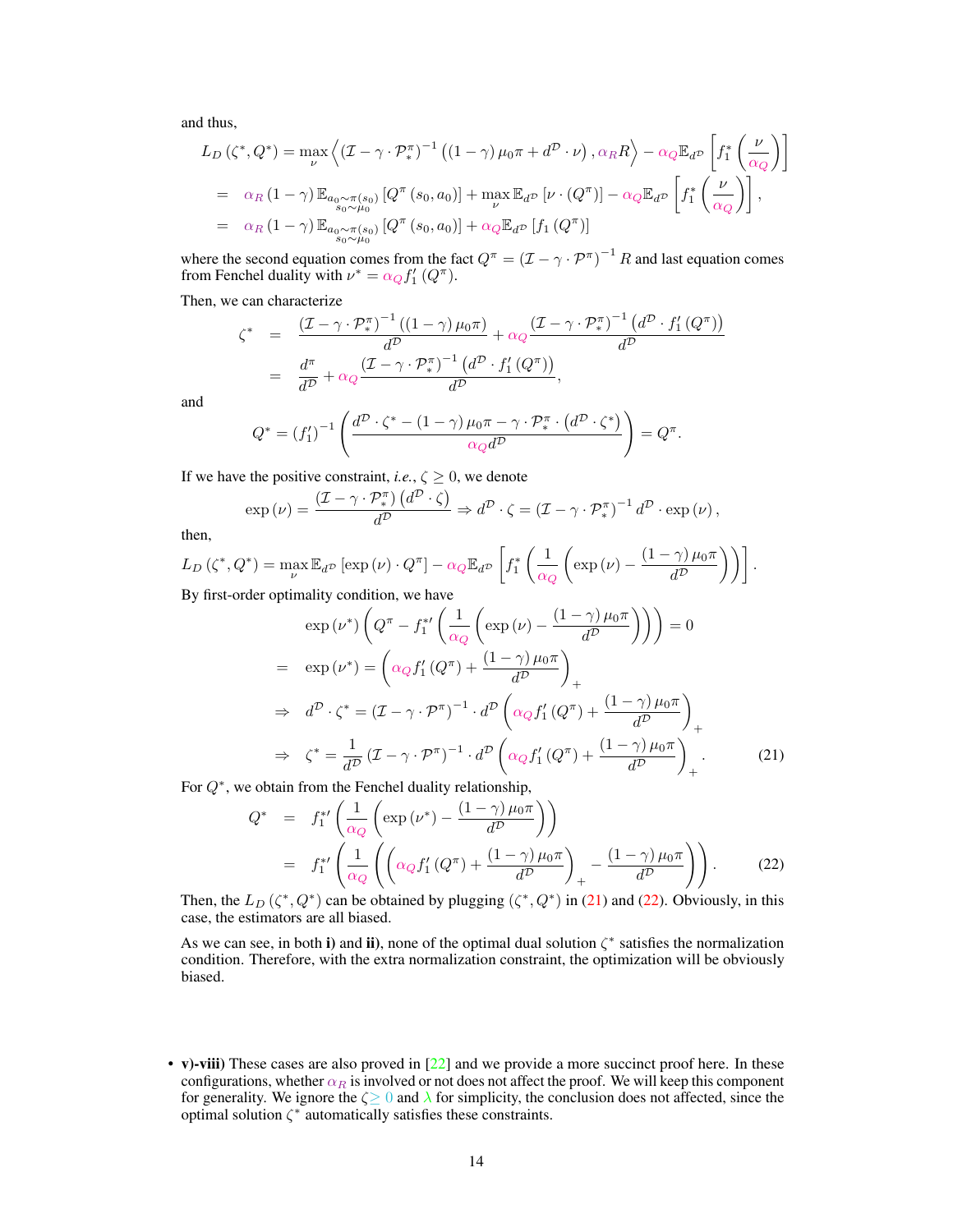and thus,

$$
\begin{aligned}
L_D\left(\zeta^*, Q^*\right) &= \max_\nu \left\langle \left(\mathcal{I} - \gamma \cdot \mathcal{P}_*^\pi\right)^{-1}\left((1-\gamma)\,\mu_0\pi + d^{\mathcal{D}}\cdot\nu\right), \alpha_R R\right\rangle - \alpha_Q \mathbb{E}_{d^{\mathcal{D}}}\left[f_1^*\left(\frac{\nu}{\alpha_Q}\right)\right] \\
&= \alpha_R\,(1-\gamma)\,\mathbb{E}_{\substack{a_0\sim\pi(s_0)\\ s_0\sim\mu_0}}\left[Q^\pi\left(s_0,a_0\right)\right] + \max_\nu \mathbb{E}_{d^{\mathcal{D}}}\left[\nu\cdot\left(Q^\pi\right)\right] - \alpha_Q \mathbb{E}_{d^{\mathcal{D}}}\left[f_1^*\left(\frac{\nu}{\alpha_Q}\right)\right], \\
&= \alpha_R\,(1-\gamma)\,\mathbb{E}_{\substack{a_0\sim\pi(s_0)\\ s_0\sim\mu_0}}\left[Q^\pi\left(s_0,a_0\right)\right] + \alpha_Q \mathbb{E}_{d^{\mathcal{D}}}\left[f_1\left(Q^\pi\right)\right]
\end{aligned}
$$

where the second equation comes from the fact $Q^\pi = \left(\mathcal{I} - \gamma\cdot\mathcal{P}^\pi\right)^{-1} R$ and last equation comes from Fenchel duality with $\nu^* = \alpha_Q f_1'\left(Q^\pi\right)$.

Then, we can characterize

$$
\begin{aligned}
\zeta^* &= \frac{\left(\mathcal{I}-\gamma\cdot\mathcal{P}_*^\pi\right)^{-1}\left((1-\gamma)\,\mu_0\pi\right)}{d^{\mathcal{D}}} + \alpha_Q \frac{\left(\mathcal{I}-\gamma\cdot\mathcal{P}_*^\pi\right)^{-1}\left(d^{\mathcal{D}}\cdot f_1'\left(Q^\pi\right)\right)}{d^{\mathcal{D}}} \\
&= \frac{d^\pi}{d^{\mathcal{D}}} + \alpha_Q \frac{\left(\mathcal{I}-\gamma\cdot\mathcal{P}_*^\pi\right)^{-1}\left(d^{\mathcal{D}}\cdot f_1'\left(Q^\pi\right)\right)}{d^{\mathcal{D}}},
\end{aligned}
$$

and

$$
Q^* = \left(f_1'\right)^{-1}\left(\frac{d^{\mathcal{D}}\cdot\zeta^* - (1-\gamma)\,\mu_0\pi - \gamma\cdot\mathcal{P}_*^\pi\cdot\left(d^{\mathcal{D}}\cdot\zeta^*\right)}{\alpha_Q d^{\mathcal{D}}}\right) = Q^\pi.
$$

If we have the positive constraint, *i.e.*, $\zeta \geq 0$, we denote

$$
\exp\left(\nu\right) = \frac{\left(\mathcal{I}-\gamma\cdot\mathcal{P}_*^\pi\right)\left(d^{\mathcal{D}}\cdot\zeta\right)}{d^{\mathcal{D}}} \Rightarrow d^{\mathcal{D}}\cdot\zeta = \left(\mathcal{I}-\gamma\cdot\mathcal{P}_*^\pi\right)^{-1} d^{\mathcal{D}}\cdot\exp\left(\nu\right),
$$

then,

$$
L_D\left(\zeta^*, Q^*\right) = \max_\nu \mathbb{E}_{d^{\mathcal{D}}}\left[\exp\left(\nu\right)\cdot Q^\pi\right] - \alpha_Q \mathbb{E}_{d^{\mathcal{D}}}\left[f_1^*\left(\frac{1}{\alpha_Q}\left(\exp\left(\nu\right) - \frac{(1-\gamma)\,\mu_0\pi}{d^{\mathcal{D}}}\right)\right)\right].
$$

By first-order optimality condition, we have

$$
\begin{aligned}
&\exp\left(\nu^*\right)\left(Q^\pi - f_1^{*\prime}\left(\frac{1}{\alpha_Q}\left(\exp\left(\nu\right) - \frac{(1-\gamma)\,\mu_0\pi}{d^{\mathcal{D}}}\right)\right)\right) = 0 \\
=\;& \exp\left(\nu^*\right) = \left(\alpha_Q f_1'\left(Q^\pi\right) + \frac{(1-\gamma)\,\mu_0\pi}{d^{\mathcal{D}}}\right)_+ \\
\Rightarrow\;& d^{\mathcal{D}}\cdot\zeta^* = \left(\mathcal{I}-\gamma\cdot\mathcal{P}^\pi\right)^{-1}\cdot d^{\mathcal{D}}\left(\alpha_Q f_1'\left(Q^\pi\right) + \frac{(1-\gamma)\,\mu_0\pi}{d^{\mathcal{D}}}\right)_+ \\
\Rightarrow\;& \zeta^* = \frac{1}{d^{\mathcal{D}}}\left(\mathcal{I}-\gamma\cdot\mathcal{P}^\pi\right)^{-1}\cdot d^{\mathcal{D}}\left(\alpha_Q f_1'\left(Q^\pi\right) + \frac{(1-\gamma)\,\mu_0\pi}{d^{\mathcal{D}}}\right)_+.
\end{aligned}
\tag{21}
$$

For $Q^*$, we obtain from the Fenchel duality relationship,

$$
\begin{aligned}
Q^* &= f_1^{*\prime}\left(\frac{1}{\alpha_Q}\left(\exp\left(\nu^*\right) - \frac{(1-\gamma)\,\mu_0\pi}{d^{\mathcal{D}}}\right)\right) \\
&= f_1^{*\prime}\left(\frac{1}{\alpha_Q}\left(\left(\alpha_Q f_1'\left(Q^\pi\right) + \frac{(1-\gamma)\,\mu_0\pi}{d^{\mathcal{D}}}\right)_+ - \frac{(1-\gamma)\,\mu_0\pi}{d^{\mathcal{D}}}\right)\right).
\end{aligned}
\tag{22}
$$

Then, the $L_D\left(\zeta^*, Q^*\right)$ can be obtained by plugging $\left(\zeta^*, Q^*\right)$ in (21) and (22). Obviously, in this case, the estimators are all biased.

As we can see, in both **i)** and **ii)**, none of the optimal dual solution $\zeta^*$ satisfies the normalization condition. Therefore, with the extra normalization constraint, the optimization will be obviously biased.

- **v)-viii)** These cases are also proved in [22] and we provide a more succinct proof here. In these configurations, whether $\alpha_R$ is involved or not does not affect the proof. We will keep this component for generality. We ignore the $\zeta \geq 0$ and $\lambda$ for simplicity, the conclusion does not affected, since the optimal solution $\zeta^*$ automatically satisfies these constraints.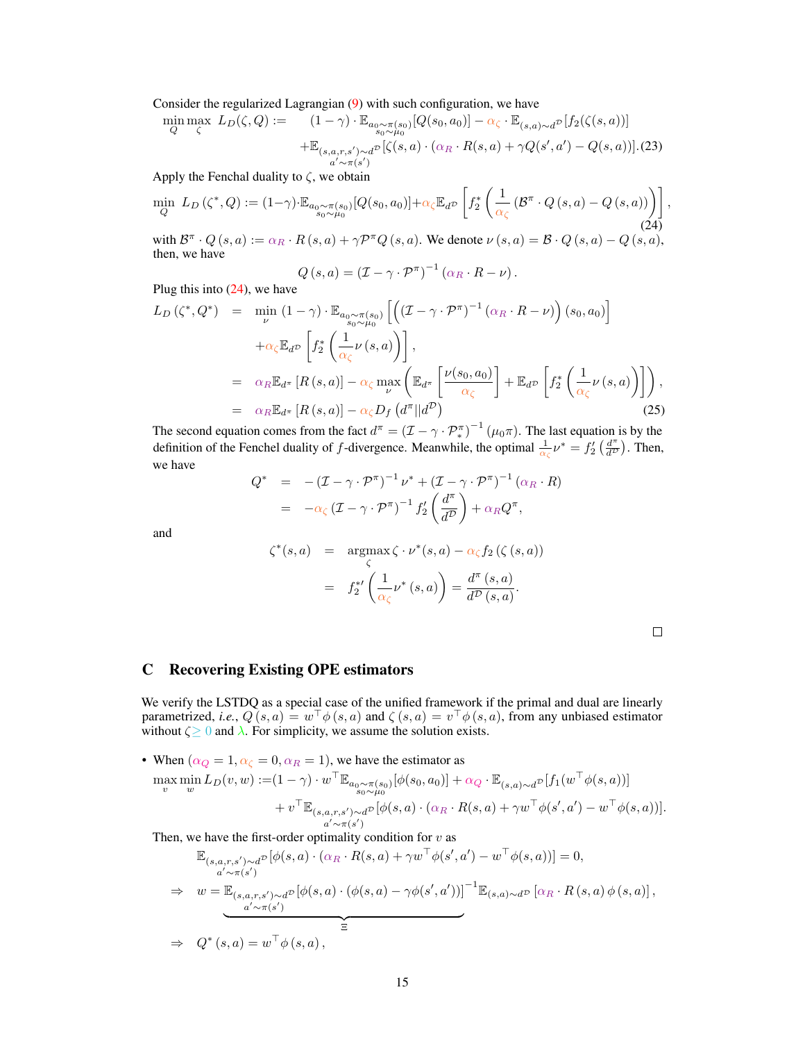Consider the regularized Lagrangian (9) with such configuration, we have

$$\min_Q \max_\zeta \; L_D(\zeta, Q) := \quad (1-\gamma) \cdot \mathbb{E}_{\substack{a_0 \sim \pi(s_0) \\ s_0 \sim \mu_0}}[Q(s_0, a_0)] - \alpha_\zeta \cdot \mathbb{E}_{(s,a)\sim d^{\mathcal{D}}}[f_2(\zeta(s,a))]$$
$$+\mathbb{E}_{\substack{(s,a,r,s')\sim d^{\mathcal{D}} \\ a' \sim \pi(s')}}[\zeta(s,a) \cdot (\alpha_R \cdot R(s,a) + \gamma Q(s', a') - Q(s,a))]. \quad (23)$$

Apply the Fenchal duality to $\zeta$, we obtain

$$\min_Q \; L_D(\zeta^*, Q) := (1-\gamma) \cdot \mathbb{E}_{\substack{a_0 \sim \pi(s_0) \\ s_0 \sim \mu_0}}[Q(s_0, a_0)] + \alpha_\zeta \mathbb{E}_{d^{\mathcal{D}}}\left[f_2^*\left(\frac{1}{\alpha_\zeta}\left(\mathcal{B}^\pi \cdot Q(s,a) - Q(s,a)\right)\right)\right], \quad (24)$$

with $\mathcal{B}^\pi \cdot Q(s,a) := \alpha_R \cdot R(s,a) + \gamma \mathcal{P}^\pi Q(s,a)$. We denote $\nu(s,a) = \mathcal{B} \cdot Q(s,a) - Q(s,a)$, then, we have

$$Q(s,a) = (\mathcal{I} - \gamma \cdot \mathcal{P}^\pi)^{-1}(\alpha_R \cdot R - \nu).$$

Plug this into (24), we have

$$\begin{aligned}
L_D(\zeta^*, Q^*) &= \min_\nu \; (1-\gamma) \cdot \mathbb{E}_{\substack{a_0 \sim \pi(s_0) \\ s_0 \sim \mu_0}}\left[\left((\mathcal{I} - \gamma \cdot \mathcal{P}^\pi)^{-1}(\alpha_R \cdot R - \nu)\right)(s_0, a_0)\right] \\
&\quad + \alpha_\zeta \mathbb{E}_{d^{\mathcal{D}}}\left[f_2^*\left(\frac{1}{\alpha_\zeta}\nu(s,a)\right)\right], \\
&= \alpha_R \mathbb{E}_{d^\pi}[R(s,a)] - \alpha_\zeta \max_\nu \left(\mathbb{E}_{d^\pi}\left[\frac{\nu(s_0, a_0)}{\alpha_\zeta}\right] + \mathbb{E}_{d^{\mathcal{D}}}\left[f_2^*\left(\frac{1}{\alpha_\zeta}\nu(s,a)\right)\right]\right), \\
&= \alpha_R \mathbb{E}_{d^\pi}[R(s,a)] - \alpha_\zeta D_f\left(d^\pi \| d^{\mathcal{D}}\right) \quad (25)
\end{aligned}$$

The second equation comes from the fact $d^\pi = (\mathcal{I} - \gamma \cdot \mathcal{P}_*^\pi)^{-1}(\mu_0 \pi)$. The last equation is by the definition of the Fenchel duality of $f$-divergence. Meanwhile, the optimal $\frac{1}{\alpha_\zeta}\nu^* = f_2'\left(\frac{d^\pi}{d^{\mathcal{D}}}\right)$. Then, we have

$$\begin{aligned}
Q^* &= -(\mathcal{I} - \gamma \cdot \mathcal{P}^\pi)^{-1}\nu^* + (\mathcal{I} - \gamma \cdot \mathcal{P}^\pi)^{-1}(\alpha_R \cdot R) \\
&= -\alpha_\zeta (\mathcal{I} - \gamma \cdot \mathcal{P}^\pi)^{-1} f_2'\left(\frac{d^\pi}{d^{\mathcal{D}}}\right) + \alpha_R Q^\pi,
\end{aligned}$$

and

$$\begin{aligned}
\zeta^*(s,a) &= \operatorname*{argmax}_\zeta \; \zeta \cdot \nu^*(s,a) - \alpha_\zeta f_2(\zeta(s,a)) \\
&= f_2^{*\prime}\left(\frac{1}{\alpha_\zeta}\nu^*(s,a)\right) = \frac{d^\pi(s,a)}{d^{\mathcal{D}}(s,a)}.
\end{aligned}$$

□

# C Recovering Existing OPE estimators

We verify the LSTDQ as a special case of the unified framework if the primal and dual are linearly parametrized, *i.e.*, $Q(s,a) = w^\top \phi(s,a)$ and $\zeta(s,a) = v^\top \phi(s,a)$, from any unbiased estimator without $\zeta \geq 0$ and $\lambda$. For simplicity, we assume the solution exists.

- When $(\alpha_Q = 1, \alpha_\zeta = 0, \alpha_R = 1)$, we have the estimator as

$$\max_v \min_w L_D(v, w) := (1-\gamma) \cdot w^\top \mathbb{E}_{\substack{a_0 \sim \pi(s_0) \\ s_0 \sim \mu_0}}[\phi(s_0, a_0)] + \alpha_Q \cdot \mathbb{E}_{(s,a)\sim d^{\mathcal{D}}}[f_1(w^\top \phi(s,a))]$$
$$+ v^\top \mathbb{E}_{\substack{(s,a,r,s')\sim d^{\mathcal{D}} \\ a' \sim \pi(s')}}[\phi(s,a) \cdot (\alpha_R \cdot R(s,a) + \gamma w^\top \phi(s', a') - w^\top \phi(s,a))].$$

Then, we have the first-order optimality condition for $v$ as

$$\mathbb{E}_{\substack{(s,a,r,s')\sim d^{\mathcal{D}} \\ a' \sim \pi(s')}}[\phi(s,a) \cdot (\alpha_R \cdot R(s,a) + \gamma w^\top \phi(s', a') - w^\top \phi(s,a))] = 0,$$

$$\Rightarrow \quad w = \underbrace{\mathbb{E}_{\substack{(s,a,r,s')\sim d^{\mathcal{D}} \\ a' \sim \pi(s')}}[\phi(s,a) \cdot (\phi(s,a) - \gamma \phi(s', a'))]}_{\Xi}{}^{-1} \mathbb{E}_{(s,a)\sim d^{\mathcal{D}}}[\alpha_R \cdot R(s,a)\,\phi(s,a)],$$

$$\Rightarrow \quad Q^*(s,a) = w^\top \phi(s,a),$$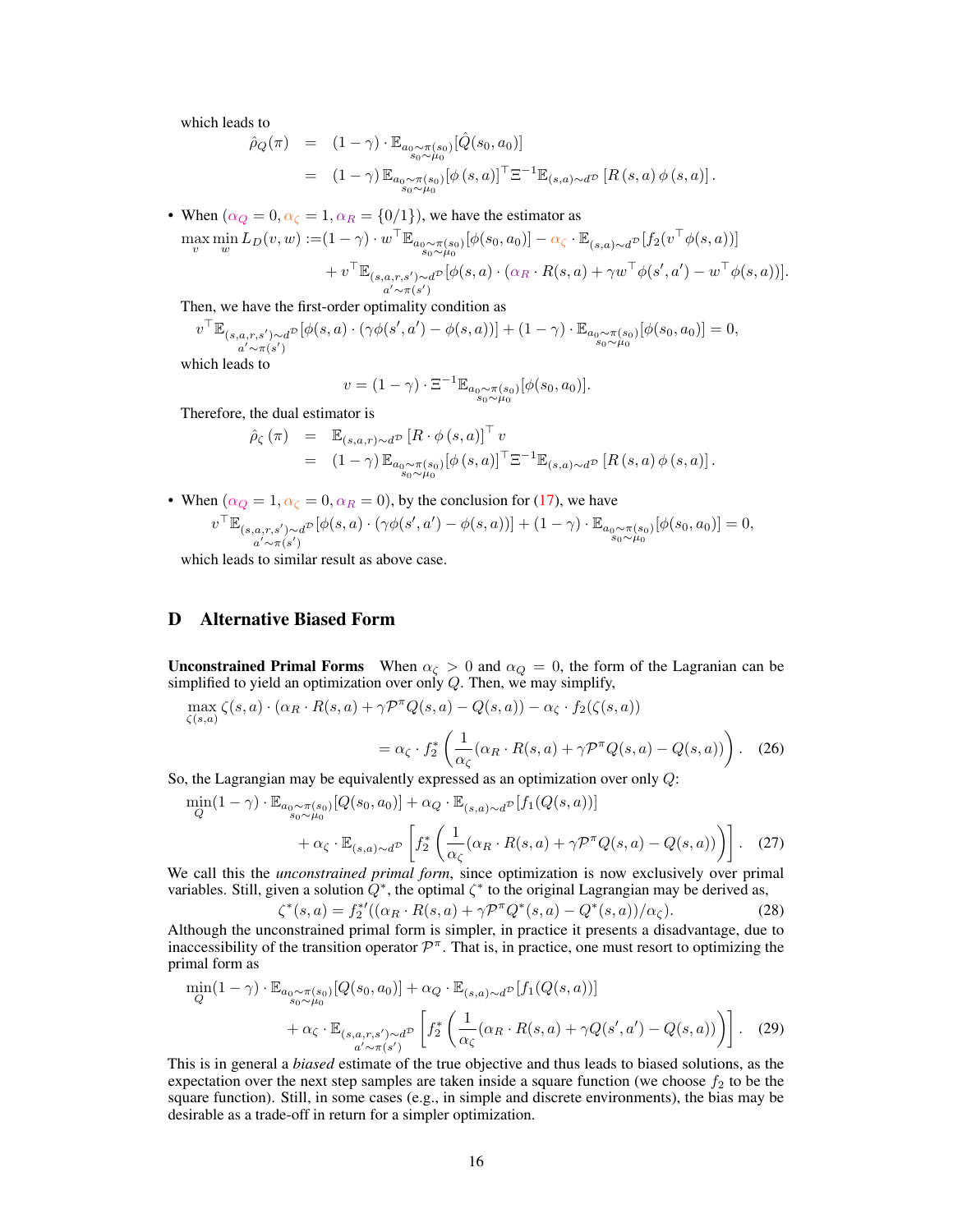which leads to

$$
\begin{aligned}
\hat{\rho}_Q(\pi) &= (1-\gamma)\cdot \mathbb{E}_{\substack{a_0\sim\pi(s_0)\\ s_0\sim\mu_0}}[\hat{Q}(s_0,a_0)] \\
&= (1-\gamma)\,\mathbb{E}_{\substack{a_0\sim\pi(s_0)\\ s_0\sim\mu_0}}[\phi(s,a)]^\top \Xi^{-1}\mathbb{E}_{(s,a)\sim d^{\mathcal{D}}}[R(s,a)\,\phi(s,a)]\,.
\end{aligned}
$$

- When ($\alpha_Q = 0, \alpha_\zeta = 1, \alpha_R = \{0/1\}$), we have the estimator as

$$
\begin{aligned}
\max_v \min_w L_D(v,w) :=& (1-\gamma)\cdot w^\top \mathbb{E}_{\substack{a_0\sim\pi(s_0)\\ s_0\sim\mu_0}}[\phi(s_0,a_0)] - \alpha_\zeta\cdot \mathbb{E}_{(s,a)\sim d^{\mathcal{D}}}[f_2(v^\top\phi(s,a))] \\
&+ v^\top \mathbb{E}_{\substack{(s,a,r,s')\sim d^{\mathcal{D}}\\ a'\sim\pi(s')}}[\phi(s,a)\cdot(\alpha_R\cdot R(s,a)+\gamma w^\top\phi(s',a') - w^\top\phi(s,a))].
\end{aligned}
$$

Then, we have the first-order optimality condition as

$$
v^\top \mathbb{E}_{\substack{(s,a,r,s')\sim d^{\mathcal{D}}\\ a'\sim\pi(s')}}[\phi(s,a)\cdot(\gamma\phi(s',a')-\phi(s,a))] + (1-\gamma)\cdot \mathbb{E}_{\substack{a_0\sim\pi(s_0)\\ s_0\sim\mu_0}}[\phi(s_0,a_0)] = 0,
$$

which leads to

$$
v = (1-\gamma)\cdot \Xi^{-1}\mathbb{E}_{\substack{a_0\sim\pi(s_0)\\ s_0\sim\mu_0}}[\phi(s_0,a_0)].
$$

Therefore, the dual estimator is

$$
\begin{aligned}
\hat{\rho}_\zeta(\pi) &= \mathbb{E}_{(s,a,r)\sim d^{\mathcal{D}}}[R\cdot\phi(s,a)]^\top v \\
&= (1-\gamma)\,\mathbb{E}_{\substack{a_0\sim\pi(s_0)\\ s_0\sim\mu_0}}[\phi(s,a)]^\top \Xi^{-1}\mathbb{E}_{(s,a)\sim d^{\mathcal{D}}}[R(s,a)\,\phi(s,a)]\,.
\end{aligned}
$$

- When ($\alpha_Q = 1, \alpha_\zeta = 0, \alpha_R = 0$), by the conclusion for (17), we have

$$
v^\top \mathbb{E}_{\substack{(s,a,r,s')\sim d^{\mathcal{D}}\\ a'\sim\pi(s')}}[\phi(s,a)\cdot(\gamma\phi(s',a')-\phi(s,a))] + (1-\gamma)\cdot \mathbb{E}_{\substack{a_0\sim\pi(s_0)\\ s_0\sim\mu_0}}[\phi(s_0,a_0)] = 0,
$$

which leads to similar result as above case.

## D Alternative Biased Form

**Unconstrained Primal Forms** When $\alpha_\zeta > 0$ and $\alpha_Q = 0$, the form of the Lagrangian can be simplified to yield an optimization over only $Q$. Then, we may simplify,

$$
\begin{aligned}
\max_{\zeta(s,a)} \zeta(s,a)\cdot(\alpha_R\cdot R(s,a) + \gamma\mathcal{P}^\pi Q(s,a) - Q(s,a)) - \alpha_\zeta\cdot f_2(\zeta(s,a)) \\
= \alpha_\zeta\cdot f_2^*\left(\frac{1}{\alpha_\zeta}(\alpha_R\cdot R(s,a)+\gamma\mathcal{P}^\pi Q(s,a) - Q(s,a))\right). \quad (26)
\end{aligned}
$$

So, the Lagrangian may be equivalently expressed as an optimization over only $Q$:

$$
\begin{aligned}
\min_Q (1-\gamma)\cdot \mathbb{E}_{\substack{a_0\sim\pi(s_0)\\ s_0\sim\mu_0}}[Q(s_0,a_0)] + \alpha_Q\cdot \mathbb{E}_{(s,a)\sim d^{\mathcal{D}}}[f_1(Q(s,a))] \\
+ \alpha_\zeta\cdot \mathbb{E}_{(s,a)\sim d^{\mathcal{D}}}\left[f_2^*\left(\frac{1}{\alpha_\zeta}(\alpha_R\cdot R(s,a)+\gamma\mathcal{P}^\pi Q(s,a)-Q(s,a))\right)\right]. \quad (27)
\end{aligned}
$$

We call this the *unconstrained primal form*, since optimization is now exclusively over primal variables. Still, given a solution $Q^*$, the optimal $\zeta^*$ to the original Lagrangian may be derived as,

$$
\zeta^*(s,a) = f_2^{*\prime}((\alpha_R\cdot R(s,a)+\gamma\mathcal{P}^\pi Q^*(s,a)-Q^*(s,a))/\alpha_\zeta). \quad (28)
$$

Although the unconstrained primal form is simpler, in practice it presents a disadvantage, due to inaccessibility of the transition operator $\mathcal{P}^\pi$. That is, in practice, one must resort to optimizing the primal form as

$$
\begin{aligned}
\min_Q (1-\gamma)\cdot \mathbb{E}_{\substack{a_0\sim\pi(s_0)\\ s_0\sim\mu_0}}[Q(s_0,a_0)] + \alpha_Q\cdot \mathbb{E}_{(s,a)\sim d^{\mathcal{D}}}[f_1(Q(s,a))] \\
+ \alpha_\zeta\cdot \mathbb{E}_{\substack{(s,a,r,s')\sim d^{\mathcal{D}}\\ a'\sim\pi(s')}}\left[f_2^*\left(\frac{1}{\alpha_\zeta}(\alpha_R\cdot R(s,a)+\gamma Q(s',a')-Q(s,a))\right)\right]. \quad (29)
\end{aligned}
$$

This is in general a *biased* estimate of the true objective and thus leads to biased solutions, as the expectation over the next step samples are taken inside a square function (we choose $f_2$ to be the square function). Still, in some cases (e.g., in simple and discrete environments), the bias may be desirable as a trade-off in return for a simpler optimization.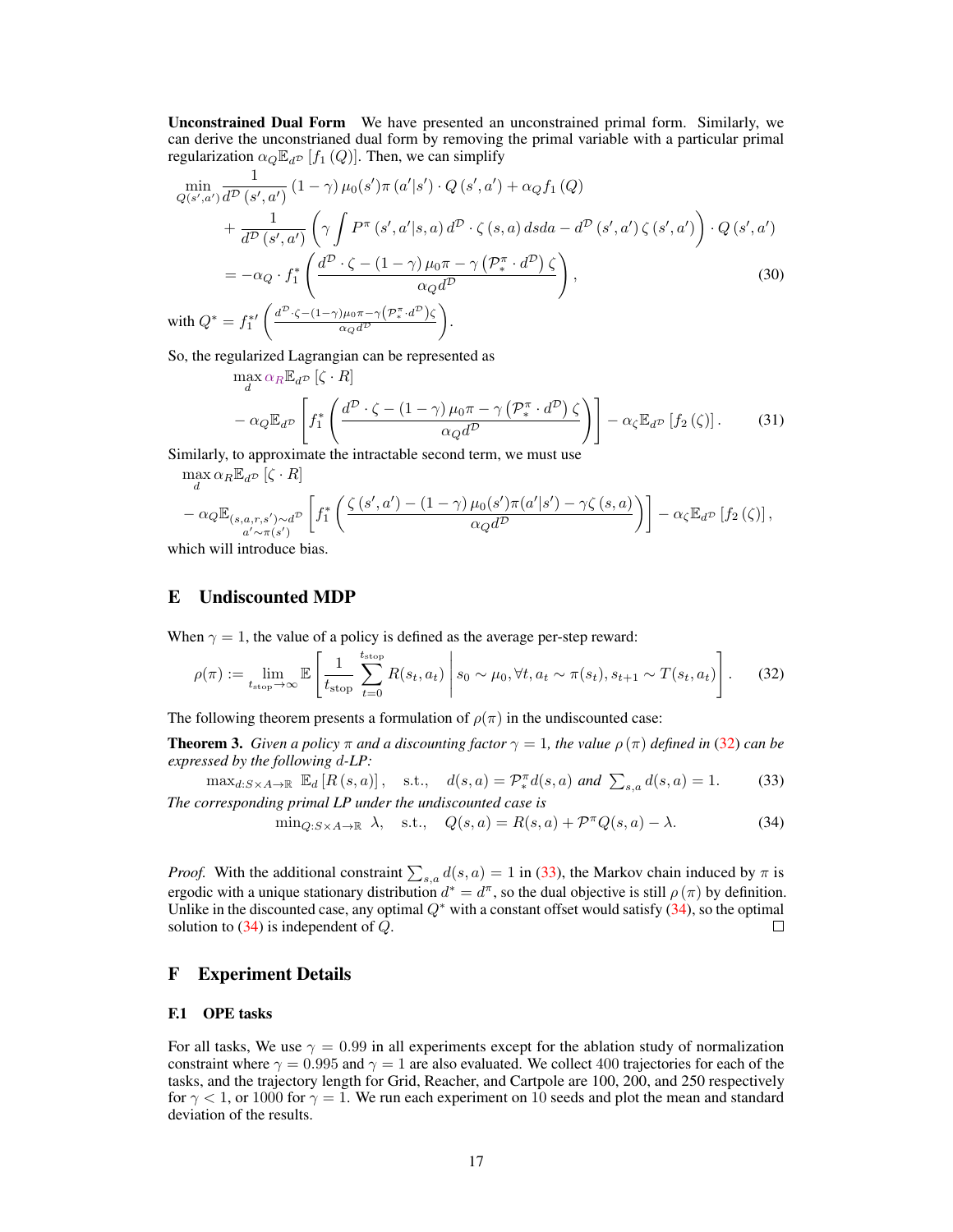**Unconstrained Dual Form** We have presented an unconstrained primal form. Similarly, we can derive the unconstriained dual form by removing the primal variable with a particular primal regularization $\alpha_Q \mathbb{E}_{d^{\mathcal{D}}}[f_1(Q)]$. Then, we can simplify

$$
\begin{aligned}
\min_{Q(s',a')} & \frac{1}{d^{\mathcal{D}}(s',a')} (1-\gamma)\mu_0(s')\pi(a'|s') \cdot Q(s',a') + \alpha_Q f_1(Q) \\
& + \frac{1}{d^{\mathcal{D}}(s',a')} \left( \gamma \int P^{\pi}(s',a'|s,a)\, d^{\mathcal{D}} \cdot \zeta(s,a)\, ds da - d^{\mathcal{D}}(s',a')\, \zeta(s',a') \right) \cdot Q(s',a') \\
& = -\alpha_Q \cdot f_1^* \left( \frac{d^{\mathcal{D}} \cdot \zeta - (1-\gamma)\mu_0 \pi - \gamma \left( \mathcal{P}_*^{\pi} \cdot d^{\mathcal{D}} \right) \zeta}{\alpha_Q d^{\mathcal{D}}} \right), \qquad (30)
\end{aligned}
$$

with $Q^* = f_1^{*\prime} \left( \frac{d^{\mathcal{D}} \cdot \zeta - (1-\gamma)\mu_0 \pi - \gamma \left( \mathcal{P}_*^{\pi} \cdot d^{\mathcal{D}} \right) \zeta}{\alpha_Q d^{\mathcal{D}}} \right)$.

So, the regularized Lagrangian can be represented as

$$
\begin{aligned}
& \max_{d} \alpha_R \mathbb{E}_{d^{\mathcal{D}}} [\zeta \cdot R] \\
& - \alpha_Q \mathbb{E}_{d^{\mathcal{D}}} \left[ f_1^* \left( \frac{d^{\mathcal{D}} \cdot \zeta - (1-\gamma)\mu_0 \pi - \gamma \left( \mathcal{P}_*^{\pi} \cdot d^{\mathcal{D}} \right) \zeta}{\alpha_Q d^{\mathcal{D}}} \right) \right] - \alpha_\zeta \mathbb{E}_{d^{\mathcal{D}}} [f_2(\zeta)]. \qquad (31)
\end{aligned}
$$

Similarly, to approximate the intractable second term, we must use

$$
\begin{aligned}
& \max_{d} \alpha_R \mathbb{E}_{d^{\mathcal{D}}} [\zeta \cdot R] \\
& - \alpha_Q \mathbb{E}_{\substack{(s,a,r,s') \sim d^{\mathcal{D}} \\ a' \sim \pi(s')}} \left[ f_1^* \left( \frac{\zeta(s',a') - (1-\gamma)\mu_0(s')\pi(a'|s') - \gamma \zeta(s,a)}{\alpha_Q d^{\mathcal{D}}} \right) \right] - \alpha_\zeta \mathbb{E}_{d^{\mathcal{D}}} [f_2(\zeta)],
\end{aligned}
$$

which will introduce bias.

# E Undiscounted MDP

When $\gamma = 1$, the value of a policy is defined as the average per-step reward:

$$
\rho(\pi) := \lim_{t_{\text{stop}} \to \infty} \mathbb{E} \left[ \frac{1}{t_{\text{stop}}} \sum_{t=0}^{t_{\text{stop}}} R(s_t, a_t) \,\middle|\, s_0 \sim \mu_0, \forall t, a_t \sim \pi(s_t), s_{t+1} \sim T(s_t, a_t) \right]. \qquad (32)
$$

The following theorem presents a formulation of $\rho(\pi)$ in the undiscounted case:

**Theorem 3.** *Given a policy $\pi$ and a discounting factor $\gamma = 1$, the value $\rho(\pi)$ defined in (32) can be expressed by the following $d$-LP:*

$$
\max_{d: S \times A \to \mathbb{R}} \mathbb{E}_d [R(s,a)], \quad \text{s.t.,} \quad d(s,a) = \mathcal{P}_*^{\pi} d(s,a) \text{ and } \textstyle\sum_{s,a} d(s,a) = 1. \qquad (33)
$$

*The corresponding primal LP under the undiscounted case is*

$$
\min_{Q: S \times A \to \mathbb{R}} \lambda, \quad \text{s.t.,} \quad Q(s,a) = R(s,a) + \mathcal{P}^{\pi} Q(s,a) - \lambda. \qquad (34)
$$

*Proof.* With the additional constraint $\sum_{s,a} d(s,a) = 1$ in (33), the Markov chain induced by $\pi$ is ergodic with a unique stationary distribution $d^* = d^{\pi}$, so the dual objective is still $\rho(\pi)$ by definition. Unlike in the discounted case, any optimal $Q^*$ with a constant offset would satisfy (34), so the optimal solution to (34) is independent of $Q$. ∎

# F Experiment Details

## F.1 OPE tasks

For all tasks, We use $\gamma = 0.99$ in all experiments except for the ablation study of normalization constraint where $\gamma = 0.995$ and $\gamma = 1$ are also evaluated. We collect 400 trajectories for each of the tasks, and the trajectory length for Grid, Reacher, and Cartpole are 100, 200, and 250 respectively for $\gamma < 1$, or 1000 for $\gamma = 1$. We run each experiment on 10 seeds and plot the mean and standard deviation of the results.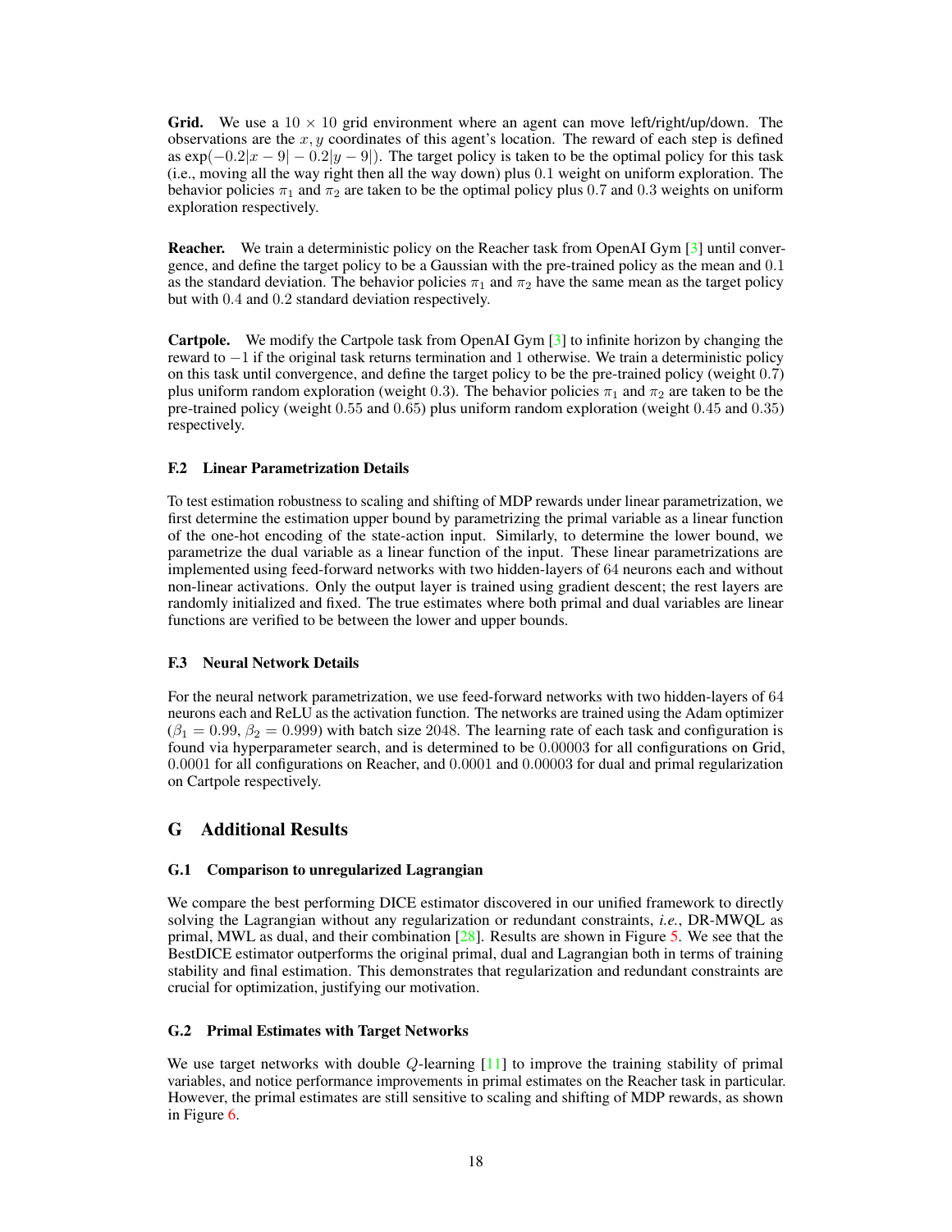**Grid.** We use a $10 \times 10$ grid environment where an agent can move left/right/up/down. The observations are the $x, y$ coordinates of this agent's location. The reward of each step is defined as $\exp(-0.2|x-9| - 0.2|y-9|)$. The target policy is taken to be the optimal policy for this task (i.e., moving all the way right then all the way down) plus $0.1$ weight on uniform exploration. The behavior policies $\pi_1$ and $\pi_2$ are taken to be the optimal policy plus $0.7$ and $0.3$ weights on uniform exploration respectively.

**Reacher.** We train a deterministic policy on the Reacher task from OpenAI Gym [3] until convergence, and define the target policy to be a Gaussian with the pre-trained policy as the mean and $0.1$ as the standard deviation. The behavior policies $\pi_1$ and $\pi_2$ have the same mean as the target policy but with $0.4$ and $0.2$ standard deviation respectively.

**Cartpole.** We modify the Cartpole task from OpenAI Gym [3] to infinite horizon by changing the reward to $-1$ if the original task returns termination and $1$ otherwise. We train a deterministic policy on this task until convergence, and define the target policy to be the pre-trained policy (weight $0.7$) plus uniform random exploration (weight $0.3$). The behavior policies $\pi_1$ and $\pi_2$ are taken to be the pre-trained policy (weight $0.55$ and $0.65$) plus uniform random exploration (weight $0.45$ and $0.35$) respectively.

### F.2 Linear Parametrization Details

To test estimation robustness to scaling and shifting of MDP rewards under linear parametrization, we first determine the estimation upper bound by parametrizing the primal variable as a linear function of the one-hot encoding of the state-action input. Similarly, to determine the lower bound, we parametrize the dual variable as a linear function of the input. These linear parametrizations are implemented using feed-forward networks with two hidden-layers of $64$ neurons each and without non-linear activations. Only the output layer is trained using gradient descent; the rest layers are randomly initialized and fixed. The true estimates where both primal and dual variables are linear functions are verified to be between the lower and upper bounds.

### F.3 Neural Network Details

For the neural network parametrization, we use feed-forward networks with two hidden-layers of $64$ neurons each and ReLU as the activation function. The networks are trained using the Adam optimizer ($\beta_1 = 0.99$, $\beta_2 = 0.999$) with batch size $2048$. The learning rate of each task and configuration is found via hyperparameter search, and is determined to be $0.00003$ for all configurations on Grid, $0.0001$ for all configurations on Reacher, and $0.0001$ and $0.00003$ for dual and primal regularization on Cartpole respectively.

## G Additional Results

### G.1 Comparison to unregularized Lagrangian

We compare the best performing DICE estimator discovered in our unified framework to directly solving the Lagrangian without any regularization or redundant constraints, *i.e.*, DR-MWQL as primal, MWL as dual, and their combination [28]. Results are shown in Figure 5. We see that the BestDICE estimator outperforms the original primal, dual and Lagrangian both in terms of training stability and final estimation. This demonstrates that regularization and redundant constraints are crucial for optimization, justifying our motivation.

### G.2 Primal Estimates with Target Networks

We use target networks with double $Q$-learning [11] to improve the training stability of primal variables, and notice performance improvements in primal estimates on the Reacher task in particular. However, the primal estimates are still sensitive to scaling and shifting of MDP rewards, as shown in Figure 6.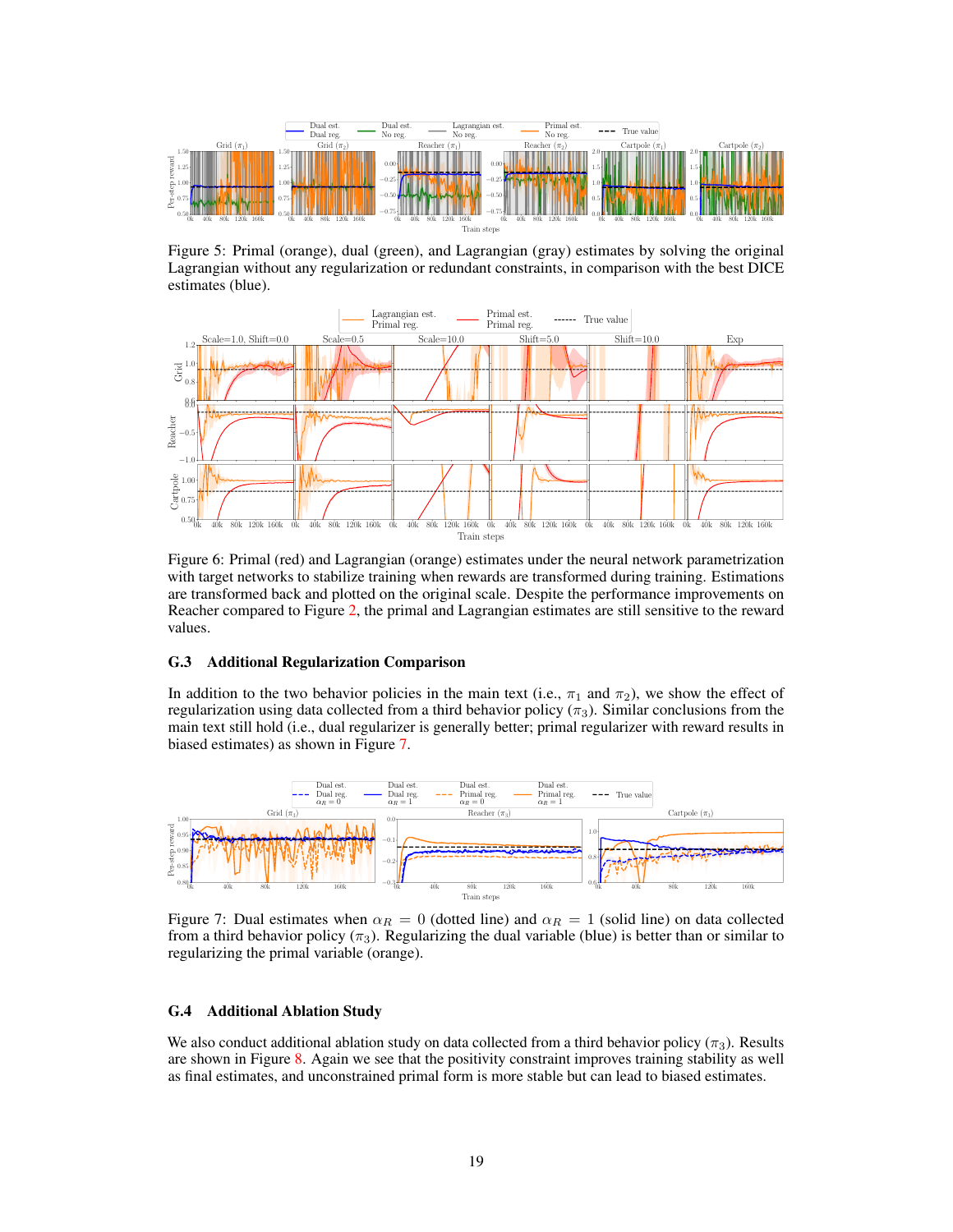Figure 5: Primal (orange), dual (green), and Lagrangian (gray) estimates by solving the original Lagrangian without any regularization or redundant constraints, in comparison with the best DICE estimates (blue).

Figure 6: Primal (red) and Lagrangian (orange) estimates under the neural network parametrization with target networks to stabilize training when rewards are transformed during training. Estimations are transformed back and plotted on the original scale. Despite the performance improvements on Reacher compared to Figure 2, the primal and Lagrangian estimates are still sensitive to the reward values.

### G.3 Additional Regularization Comparison

In addition to the two behavior policies in the main text (i.e., $\pi_1$ and $\pi_2$), we show the effect of regularization using data collected from a third behavior policy ($\pi_3$). Similar conclusions from the main text still hold (i.e., dual regularizer is generally better; primal regularizer with reward results in biased estimates) as shown in Figure 7.

Figure 7: Dual estimates when $\alpha_R = 0$ (dotted line) and $\alpha_R = 1$ (solid line) on data collected from a third behavior policy ($\pi_3$). Regularizing the dual variable (blue) is better than or similar to regularizing the primal variable (orange).

### G.4 Additional Ablation Study

We also conduct additional ablation study on data collected from a third behavior policy ($\pi_3$). Results are shown in Figure 8. Again we see that the positivity constraint improves training stability as well as final estimates, and unconstrained primal form is more stable but can lead to biased estimates.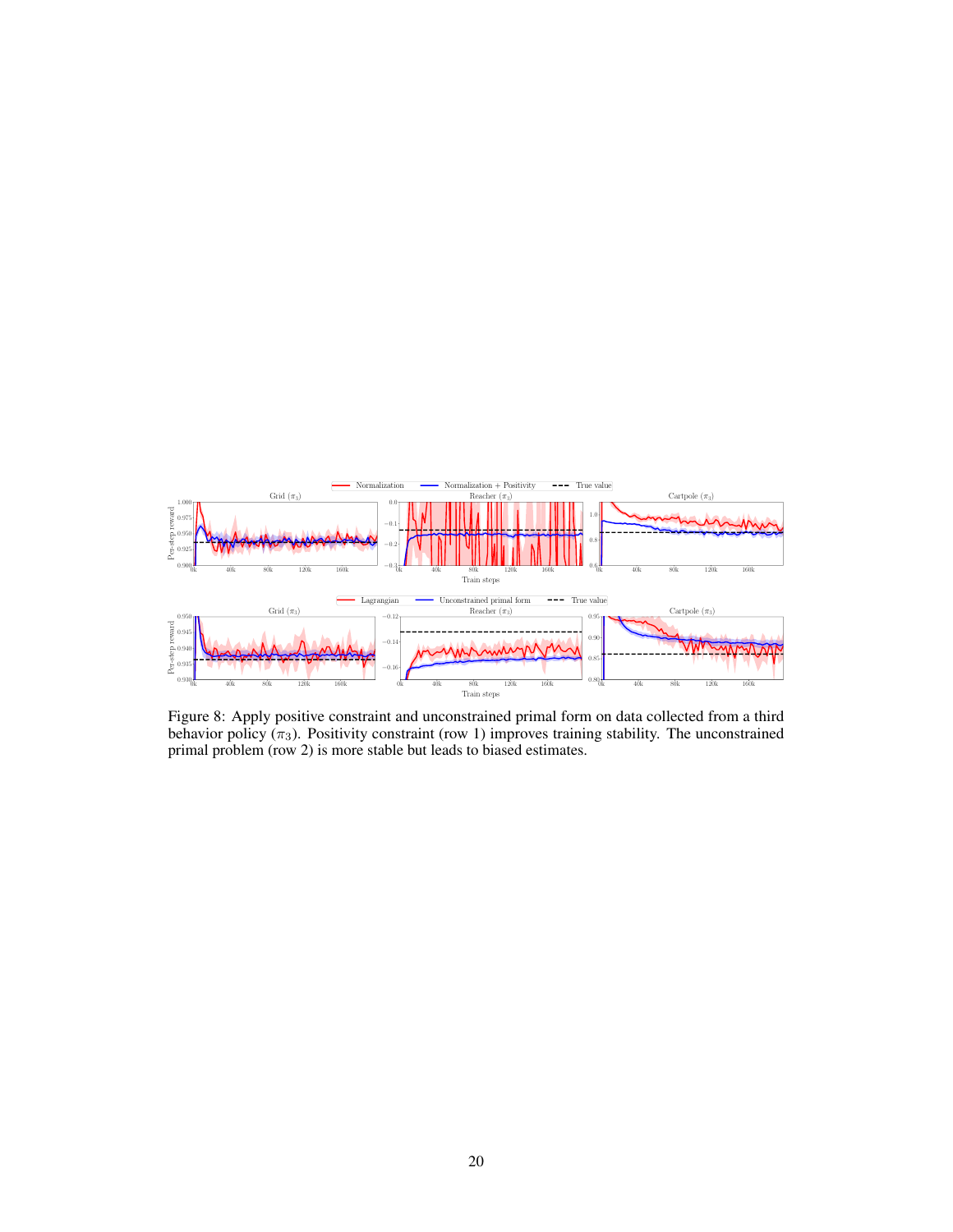Normalization — Normalization + Positivity - - - True value

Grid ($\pi_3$) — Reacher ($\pi_3$) — Cartpole ($\pi_3$)

Per-step reward

1.000, 0.975, 0.950, 0.925, 0.900

0.0, −0.1, −0.2, −0.3

1.0, 0.8, 0.6

0k, 40k, 80k, 120k, 160k

Train steps

Lagrangian — Unconstrained primal form - - - True value

Grid ($\pi_3$) — Reacher ($\pi_3$) — Cartpole ($\pi_3$)

Per-step reward

0.950, 0.945, 0.940, 0.935, 0.930

−0.12, −0.14, −0.16

0.95, 0.90, 0.85, 0.80

0k, 40k, 80k, 120k, 160k

Train steps

Figure 8: Apply positive constraint and unconstrained primal form on data collected from a third behavior policy ($\pi_3$). Positivity constraint (row 1) improves training stability. The unconstrained primal problem (row 2) is more stable but leads to biased estimates.